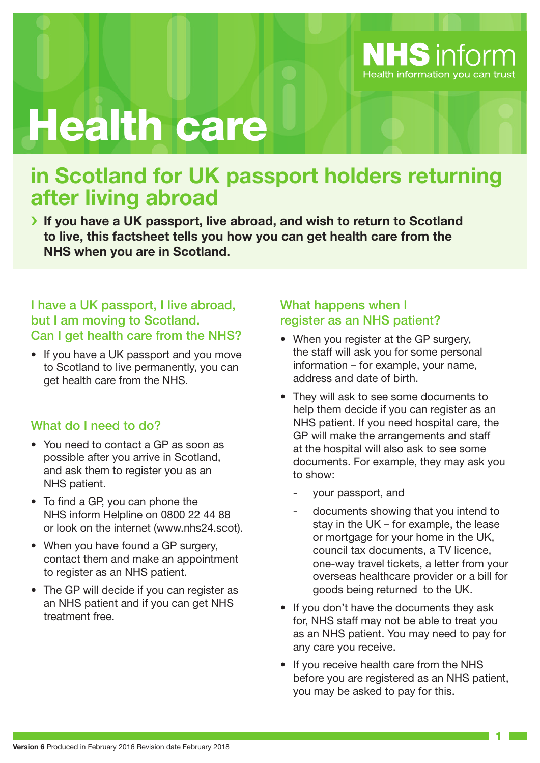NHS inform
Health information you can trust

# Health care

## in Scotland for UK passport holders returning after living abroad

› **If you have a UK passport, live abroad, and wish to return to Scotland to live, this factsheet tells you how you can get health care from the NHS when you are in Scotland.**

### I have a UK passport, I live abroad, but I am moving to Scotland. Can I get health care from the NHS?

- If you have a UK passport and you move to Scotland to live permanently, you can get health care from the NHS.

### What do I need to do?

- You need to contact a GP as soon as possible after you arrive in Scotland, and ask them to register you as an NHS patient.
- To find a GP, you can phone the NHS inform Helpline on 0800 22 44 88 or look on the internet (www.nhs24.scot).
- When you have found a GP surgery, contact them and make an appointment to register as an NHS patient.
- The GP will decide if you can register as an NHS patient and if you can get NHS treatment free.

### What happens when I register as an NHS patient?

- When you register at the GP surgery, the staff will ask you for some personal information – for example, your name, address and date of birth.
- They will ask to see some documents to help them decide if you can register as an NHS patient. If you need hospital care, the GP will make the arrangements and staff at the hospital will also ask to see some documents. For example, they may ask you to show:
  - your passport, and
  - documents showing that you intend to stay in the UK – for example, the lease or mortgage for your home in the UK, council tax documents, a TV licence, one-way travel tickets, a letter from your overseas healthcare provider or a bill for goods being returned to the UK.
- If you don't have the documents they ask for, NHS staff may not be able to treat you as an NHS patient. You may need to pay for any care you receive.
- If you receive health care from the NHS before you are registered as an NHS patient, you may be asked to pay for this.

**Version 6** Produced in February 2016 Revision date February 2018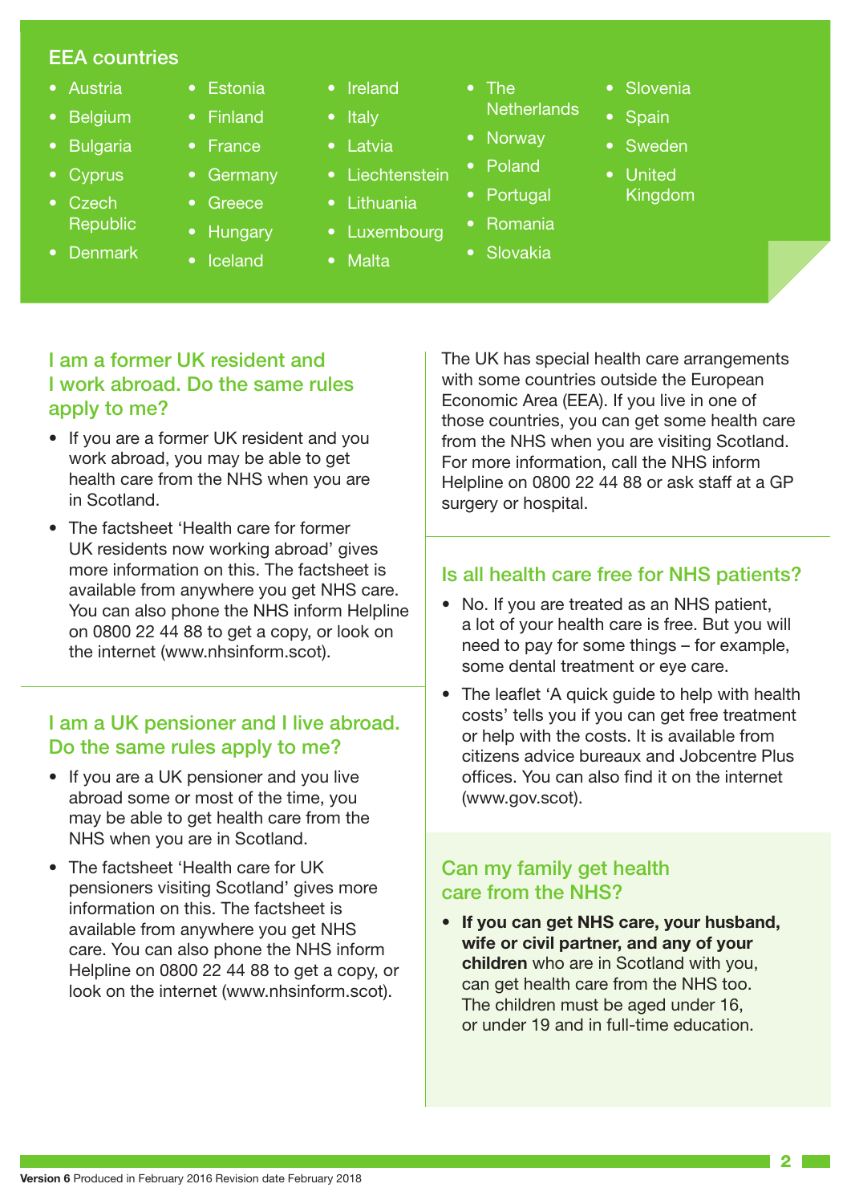## EEA countries

- Austria
- Belgium
- Bulgaria
- Cyprus
- Czech Republic
- Denmark
- Estonia
- Finland
- France
- Germany
- Greece
- Hungary
- Iceland
- Ireland
- Italy
- Latvia
- Liechtenstein
- Lithuania
- Luxembourg
- Malta
- The Netherlands
- Norway
- Poland
- Portugal
- Romania
- Slovakia
- Slovenia
- Spain
- Sweden
- United Kingdom

## I am a former UK resident and I work abroad. Do the same rules apply to me?

- If you are a former UK resident and you work abroad, you may be able to get health care from the NHS when you are in Scotland.
- The factsheet 'Health care for former UK residents now working abroad' gives more information on this. The factsheet is available from anywhere you get NHS care. You can also phone the NHS inform Helpline on 0800 22 44 88 to get a copy, or look on the internet (www.nhsinform.scot).

## I am a UK pensioner and I live abroad. Do the same rules apply to me?

- If you are a UK pensioner and you live abroad some or most of the time, you may be able to get health care from the NHS when you are in Scotland.
- The factsheet 'Health care for UK pensioners visiting Scotland' gives more information on this. The factsheet is available from anywhere you get NHS care. You can also phone the NHS inform Helpline on 0800 22 44 88 to get a copy, or look on the internet (www.nhsinform.scot).

The UK has special health care arrangements with some countries outside the European Economic Area (EEA). If you live in one of those countries, you can get some health care from the NHS when you are visiting Scotland. For more information, call the NHS inform Helpline on 0800 22 44 88 or ask staff at a GP surgery or hospital.

## Is all health care free for NHS patients?

- No. If you are treated as an NHS patient, a lot of your health care is free. But you will need to pay for some things – for example, some dental treatment or eye care.
- The leaflet 'A quick guide to help with health costs' tells you if you can get free treatment or help with the costs. It is available from citizens advice bureaux and Jobcentre Plus offices. You can also find it on the internet (www.gov.scot).

## Can my family get health care from the NHS?

- **If you can get NHS care, your husband, wife or civil partner, and any of your children** who are in Scotland with you, can get health care from the NHS too. The children must be aged under 16, or under 19 and in full-time education.

**Version 6** Produced in February 2016 Revision date February 2018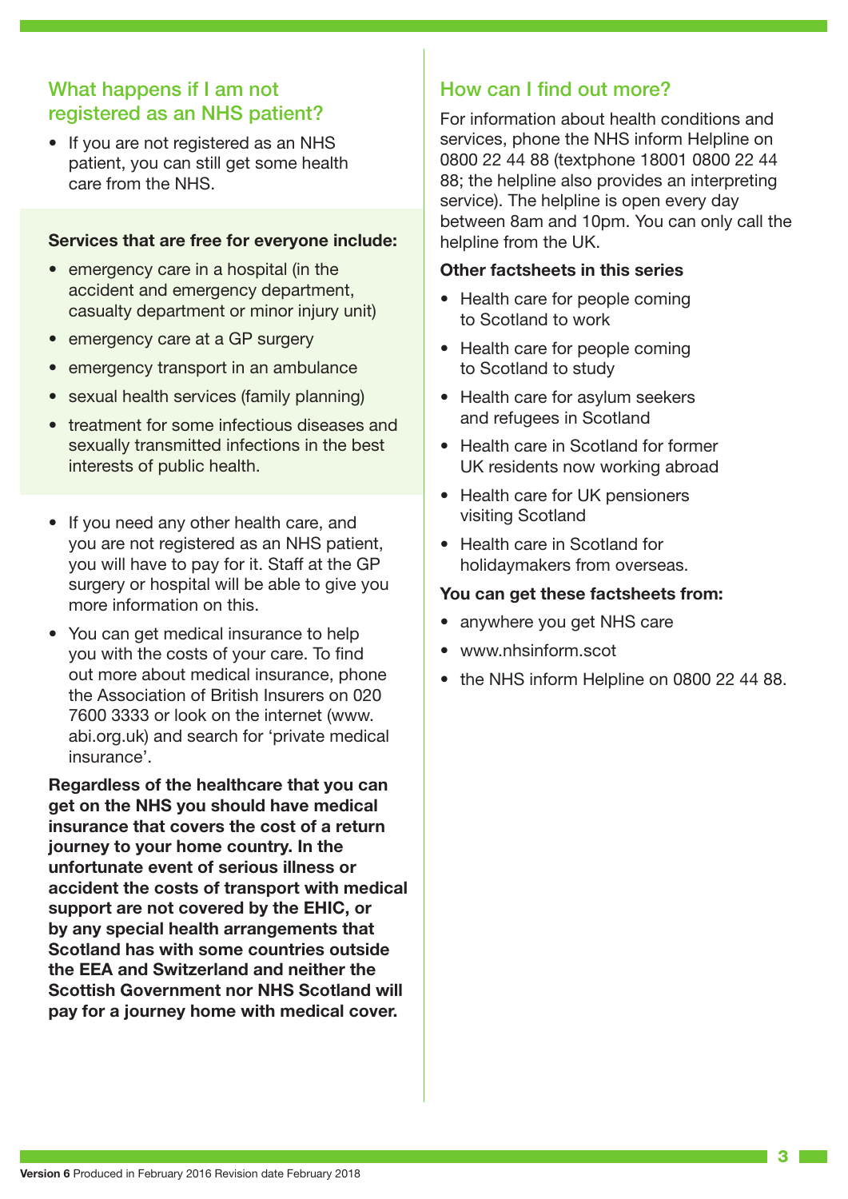## What happens if I am not registered as an NHS patient?

- If you are not registered as an NHS patient, you can still get some health care from the NHS.

**Services that are free for everyone include:**

- emergency care in a hospital (in the accident and emergency department, casualty department or minor injury unit)
- emergency care at a GP surgery
- emergency transport in an ambulance
- sexual health services (family planning)
- treatment for some infectious diseases and sexually transmitted infections in the best interests of public health.

- If you need any other health care, and you are not registered as an NHS patient, you will have to pay for it. Staff at the GP surgery or hospital will be able to give you more information on this.
- You can get medical insurance to help you with the costs of your care. To find out more about medical insurance, phone the Association of British Insurers on 020 7600 3333 or look on the internet (www.abi.org.uk) and search for 'private medical insurance'.

**Regardless of the healthcare that you can get on the NHS you should have medical insurance that covers the cost of a return journey to your home country. In the unfortunate event of serious illness or accident the costs of transport with medical support are not covered by the EHIC, or by any special health arrangements that Scotland has with some countries outside the EEA and Switzerland and neither the Scottish Government nor NHS Scotland will pay for a journey home with medical cover.**

## How can I find out more?

For information about health conditions and services, phone the NHS inform Helpline on 0800 22 44 88 (textphone 18001 0800 22 44 88; the helpline also provides an interpreting service). The helpline is open every day between 8am and 10pm. You can only call the helpline from the UK.

**Other factsheets in this series**

- Health care for people coming to Scotland to work
- Health care for people coming to Scotland to study
- Health care for asylum seekers and refugees in Scotland
- Health care in Scotland for former UK residents now working abroad
- Health care for UK pensioners visiting Scotland
- Health care in Scotland for holidaymakers from overseas.

**You can get these factsheets from:**

- anywhere you get NHS care
- www.nhsinform.scot
- the NHS inform Helpline on 0800 22 44 88.

**Version 6** Produced in February 2016 Revision date February 2018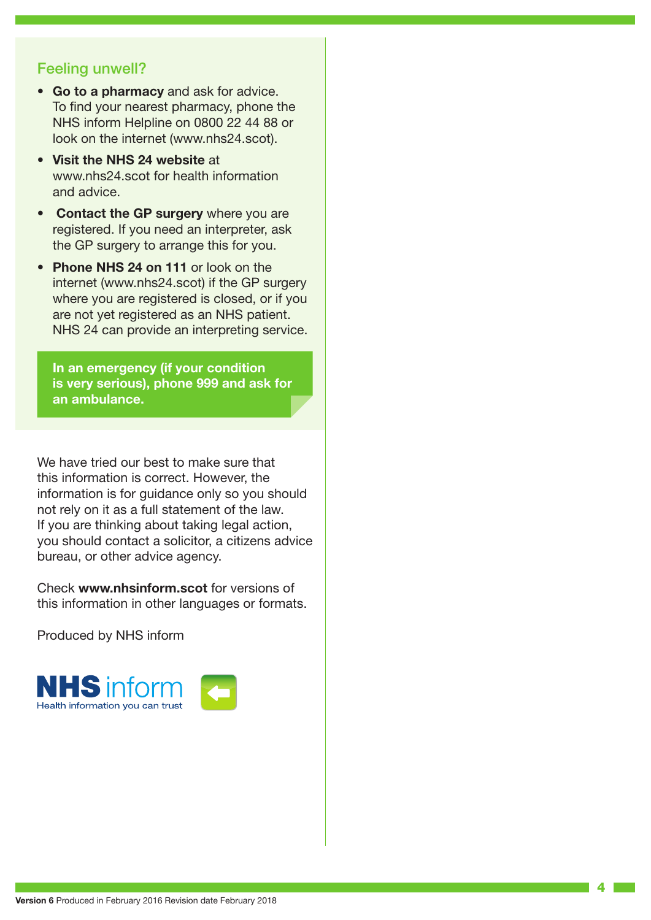## Feeling unwell?

- **Go to a pharmacy** and ask for advice. To find your nearest pharmacy, phone the NHS inform Helpline on 0800 22 44 88 or look on the internet (www.nhs24.scot).
- **Visit the NHS 24 website** at www.nhs24.scot for health information and advice.
- **Contact the GP surgery** where you are registered. If you need an interpreter, ask the GP surgery to arrange this for you.
- **Phone NHS 24 on 111** or look on the internet (www.nhs24.scot) if the GP surgery where you are registered is closed, or if you are not yet registered as an NHS patient. NHS 24 can provide an interpreting service.

**In an emergency (if your condition is very serious), phone 999 and ask for an ambulance.**

We have tried our best to make sure that this information is correct. However, the information is for guidance only so you should not rely on it as a full statement of the law. If you are thinking about taking legal action, you should contact a solicitor, a citizens advice bureau, or other advice agency.

Check **www.nhsinform.scot** for versions of this information in other languages or formats.

Produced by NHS inform

NHS inform
Health information you can trust

**Version 6** Produced in February 2016 Revision date February 2018